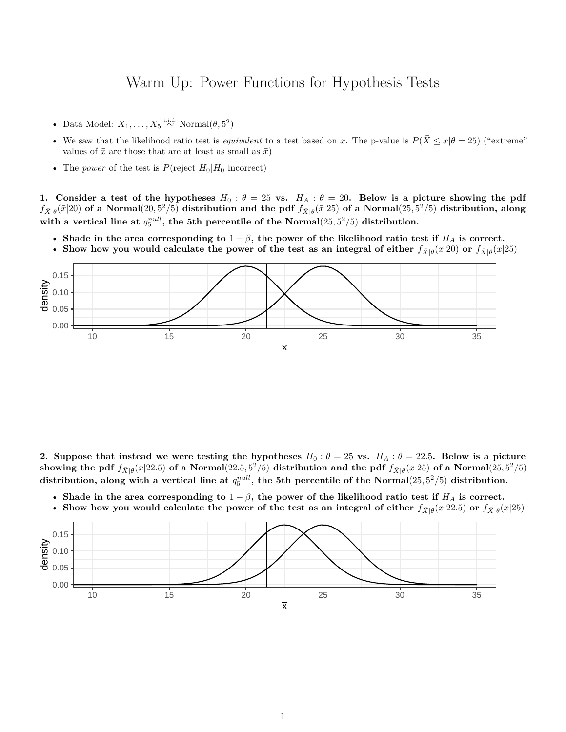# Warm Up: Power Functions for Hypothesis Tests

- Data Model: $X_1, \ldots, X_5 \overset{\text{i.i.d.}}{\sim} \text{Normal}(\theta, 5^2)$
- We saw that the likelihood ratio test is *equivalent* to a test based on $\bar{x}$. The p-value is $P(\bar{X} \leq \bar{x} | \theta = 25)$ ("extreme" values of $\bar{x}$ are those that are at least as small as $\bar{x}$)
- The *power* of the test is $P(\text{reject } H_0 | H_0 \text{ incorrect})$

**1. Consider a test of the hypotheses $H_0 : \theta = 25$ vs. $H_A : \theta = 20$. Below is a picture showing the pdf $f_{\bar{X}|\theta}(\bar{x}|20)$ of a Normal$(20, 5^2/5)$ distribution and the pdf $f_{\bar{X}|\theta}(\bar{x}|25)$ of a Normal$(25, 5^2/5)$ distribution, along with a vertical line at $q_5^{null}$, the 5th percentile of the Normal$(25, 5^2/5)$ distribution.**

- **Shade in the area corresponding to $1 - \beta$, the power of the likelihood ratio test if $H_A$ is correct.**
- **Show how you would calculate the power of the test as an integral of either $f_{\bar{X}|\theta}(\bar{x}|20)$ or $f_{\bar{X}|\theta}(\bar{x}|25)$**

**2. Suppose that instead we were testing the hypotheses $H_0 : \theta = 25$ vs. $H_A : \theta = 22.5$. Below is a picture showing the pdf $f_{\bar{X}|\theta}(\bar{x}|22.5)$ of a Normal$(22.5, 5^2/5)$ distribution and the pdf $f_{\bar{X}|\theta}(\bar{x}|25)$ of a Normal$(25, 5^2/5)$ distribution, along with a vertical line at $q_5^{null}$, the 5th percentile of the Normal$(25, 5^2/5)$ distribution.**

- **Shade in the area corresponding to $1 - \beta$, the power of the likelihood ratio test if $H_A$ is correct.**
- **Show how you would calculate the power of the test as an integral of either $f_{\bar{X}|\theta}(\bar{x}|22.5)$ or $f_{\bar{X}|\theta}(\bar{x}|25)$**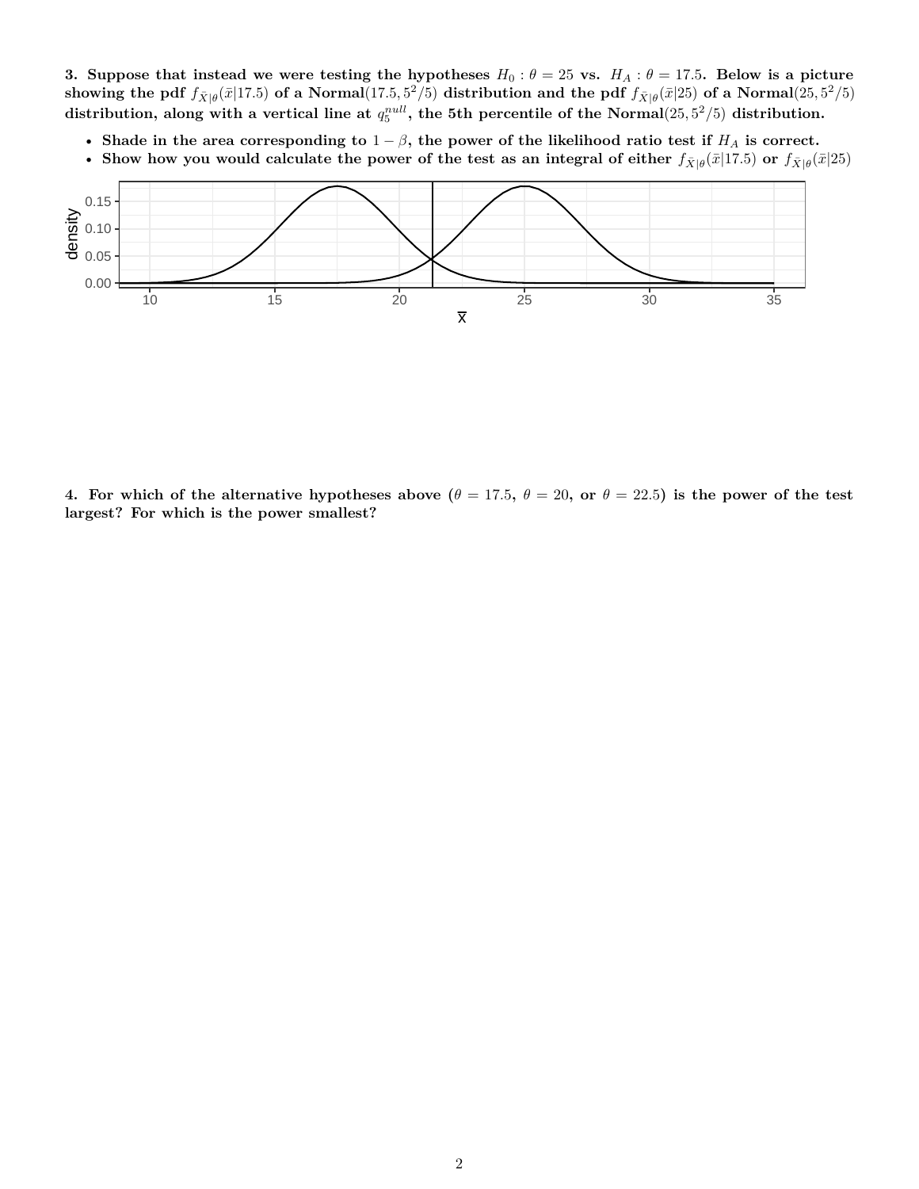**3. Suppose that instead we were testing the hypotheses $H_0 : \theta = 25$ vs. $H_A : \theta = 17.5$. Below is a picture showing the pdf $f_{\bar{X}|\theta}(\bar{x}|17.5)$ of a Normal$(17.5, 5^2/5)$ distribution and the pdf $f_{\bar{X}|\theta}(\bar{x}|25)$ of a Normal$(25, 5^2/5)$ distribution, along with a vertical line at $q_5^{null}$, the 5th percentile of the Normal$(25, 5^2/5)$ distribution.**

- **Shade in the area corresponding to $1 - \beta$, the power of the likelihood ratio test if $H_A$ is correct.**
- **Show how you would calculate the power of the test as an integral of either $f_{\bar{X}|\theta}(\bar{x}|17.5)$ or $f_{\bar{X}|\theta}(\bar{x}|25)$**

0.15
0.10
0.05
0.00
density
10
15
20
25
30
35
x̄

**4. For which of the alternative hypotheses above ($\theta = 17.5$, $\theta = 20$, or $\theta = 22.5$) is the power of the test largest? For which is the power smallest?**